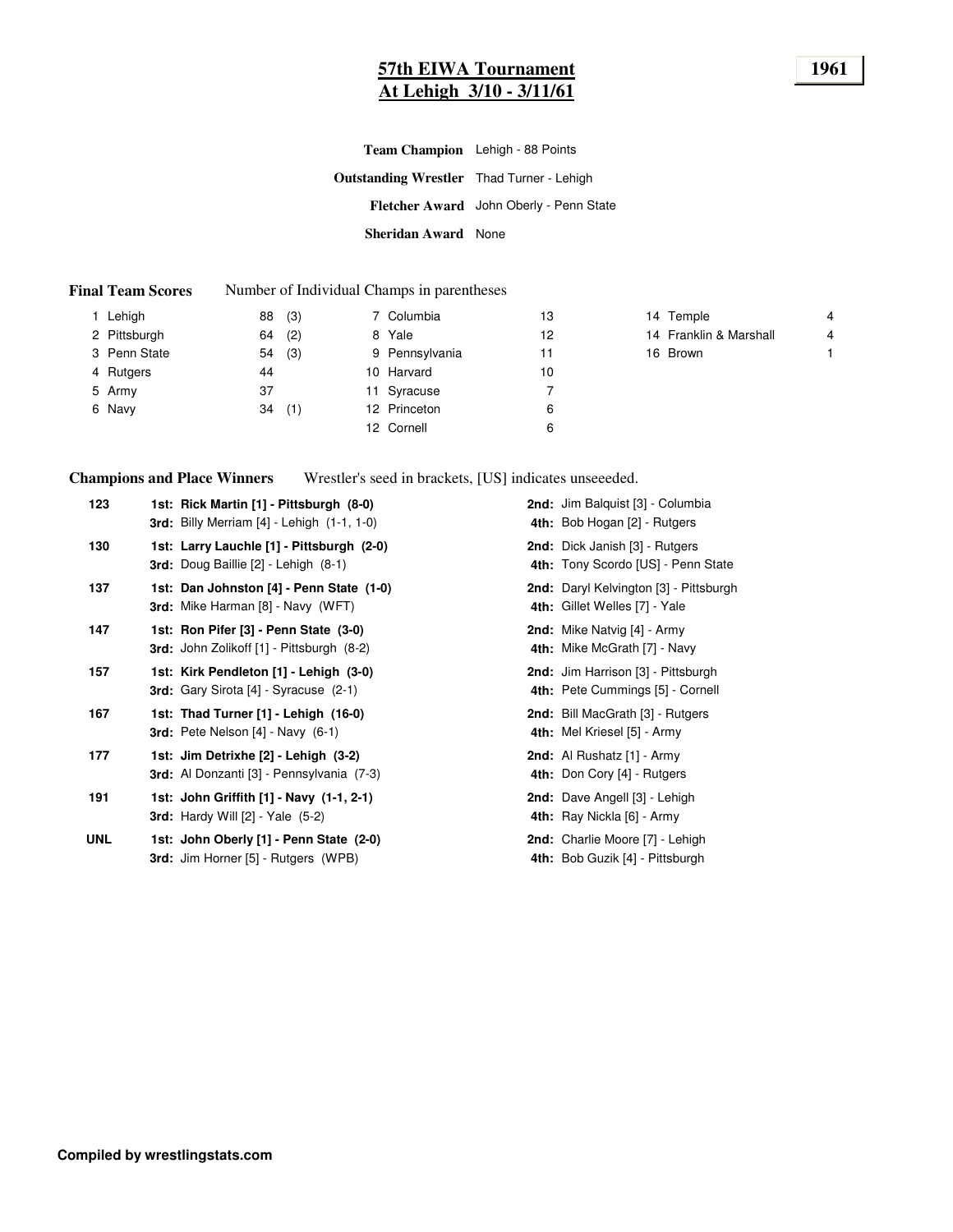# 57th EIWA Tournament
# At Lehigh 3/10 - 3/11/61

**1961**

**Team Champion** Lehigh - 88 Points

**Outstanding Wrestler** Thad Turner - Lehigh

**Fletcher Award** John Oberly - Penn State

**Sheridan Award** None

**Final Team Scores** Number of Individual Champs in parentheses

| Rank | Team | Points | Champs |
|---|---|---|---|
| 1 | Lehigh | 88 | (3) |
| 2 | Pittsburgh | 64 | (2) |
| 3 | Penn State | 54 | (3) |
| 4 | Rutgers | 44 | |
| 5 | Army | 37 | |
| 6 | Navy | 34 | (1) |
| 7 | Columbia | 13 | |
| 8 | Yale | 12 | |
| 9 | Pennsylvania | 11 | |
| 10 | Harvard | 10 | |
| 11 | Syracuse | 7 | |
| 12 | Princeton | 6 | |
| 12 | Cornell | 6 | |
| 14 | Temple | 4 | |
| 14 | Franklin & Marshall | 4 | |
| 16 | Brown | 1 | |

**Champions and Place Winners** Wrestler's seed in brackets, [US] indicates unseeeded.

| Weight | 1st / 3rd | 2nd / 4th |
|---|---|---|
| 123 | **1st: Rick Martin [1] - Pittsburgh (8-0)** | **2nd:** Jim Balquist [3] - Columbia |
| | **3rd:** Billy Merriam [4] - Lehigh (1-1, 1-0) | **4th:** Bob Hogan [2] - Rutgers |
| 130 | **1st: Larry Lauchle [1] - Pittsburgh (2-0)** | **2nd:** Dick Janish [3] - Rutgers |
| | **3rd:** Doug Baillie [2] - Lehigh (8-1) | **4th:** Tony Scordo [US] - Penn State |
| 137 | **1st: Dan Johnston [4] - Penn State (1-0)** | **2nd:** Daryl Kelvington [3] - Pittsburgh |
| | **3rd:** Mike Harman [8] - Navy (WFT) | **4th:** Gillet Welles [7] - Yale |
| 147 | **1st: Ron Pifer [3] - Penn State (3-0)** | **2nd:** Mike Natvig [4] - Army |
| | **3rd:** John Zolikoff [1] - Pittsburgh (8-2) | **4th:** Mike McGrath [7] - Navy |
| 157 | **1st: Kirk Pendleton [1] - Lehigh (3-0)** | **2nd:** Jim Harrison [3] - Pittsburgh |
| | **3rd:** Gary Sirota [4] - Syracuse (2-1) | **4th:** Pete Cummings [5] - Cornell |
| 167 | **1st: Thad Turner [1] - Lehigh (16-0)** | **2nd:** Bill MacGrath [3] - Rutgers |
| | **3rd:** Pete Nelson [4] - Navy (6-1) | **4th:** Mel Kriesel [5] - Army |
| 177 | **1st: Jim Detrixhe [2] - Lehigh (3-2)** | **2nd:** Al Rushatz [1] - Army |
| | **3rd:** Al Donzanti [3] - Pennsylvania (7-3) | **4th:** Don Cory [4] - Rutgers |
| 191 | **1st: John Griffith [1] - Navy (1-1, 2-1)** | **2nd:** Dave Angell [3] - Lehigh |
| | **3rd:** Hardy Will [2] - Yale (5-2) | **4th:** Ray Nickla [6] - Army |
| UNL | **1st: John Oberly [1] - Penn State (2-0)** | **2nd:** Charlie Moore [7] - Lehigh |
| | **3rd:** Jim Horner [5] - Rutgers (WPB) | **4th:** Bob Guzik [4] - Pittsburgh |

**Compiled by wrestlingstats.com**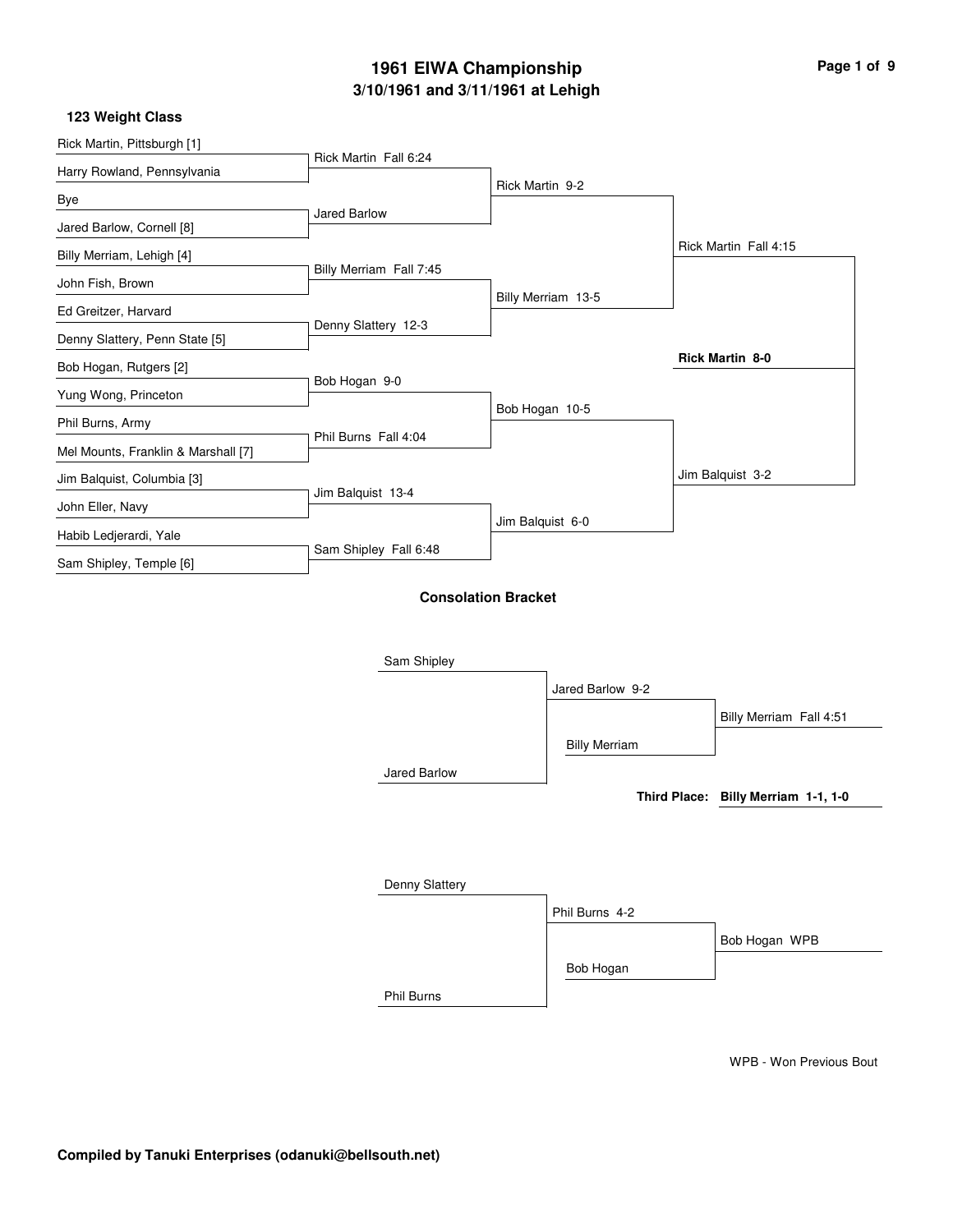# 1961 EIWA Championship

## 3/10/1961 and 3/11/1961 at Lehigh

### 123 Weight Class

**First Round**

- Rick Martin, Pittsburgh [1] vs. Harry Rowland, Pennsylvania — Rick Martin Fall 6:24
- Bye vs. Jared Barlow, Cornell [8] — Jared Barlow
- Billy Merriam, Lehigh [4] vs. John Fish, Brown — Billy Merriam Fall 7:45
- Ed Greitzer, Harvard vs. Denny Slattery, Penn State [5] — Denny Slattery 12-3
- Bob Hogan, Rutgers [2] vs. Yung Wong, Princeton — Bob Hogan 9-0
- Phil Burns, Army vs. Mel Mounts, Franklin & Marshall [7] — Phil Burns Fall 4:04
- Jim Balquist, Columbia [3] vs. John Eller, Navy — Jim Balquist 13-4
- Habib Ledjerardi, Yale vs. Sam Shipley, Temple [6] — Sam Shipley Fall 6:48

**Quarterfinals**

- Rick Martin 9-2
- Billy Merriam 13-5
- Bob Hogan 10-5
- Jim Balquist 6-0

**Semifinals**

- Rick Martin Fall 4:15
- Jim Balquist 3-2

**Final**

- **Rick Martin 8-0**

### Consolation Bracket

- Sam Shipley vs. Jared Barlow — Jared Barlow 9-2
- Jared Barlow vs. Billy Merriam — Billy Merriam Fall 4:51

**Third Place: Billy Merriam 1-1, 1-0**

- Denny Slattery vs. Phil Burns — Phil Burns 4-2
- Phil Burns vs. Bob Hogan — Bob Hogan WPB

WPB - Won Previous Bout

**Compiled by Tanuki Enterprises (odanuki@bellsouth.net)**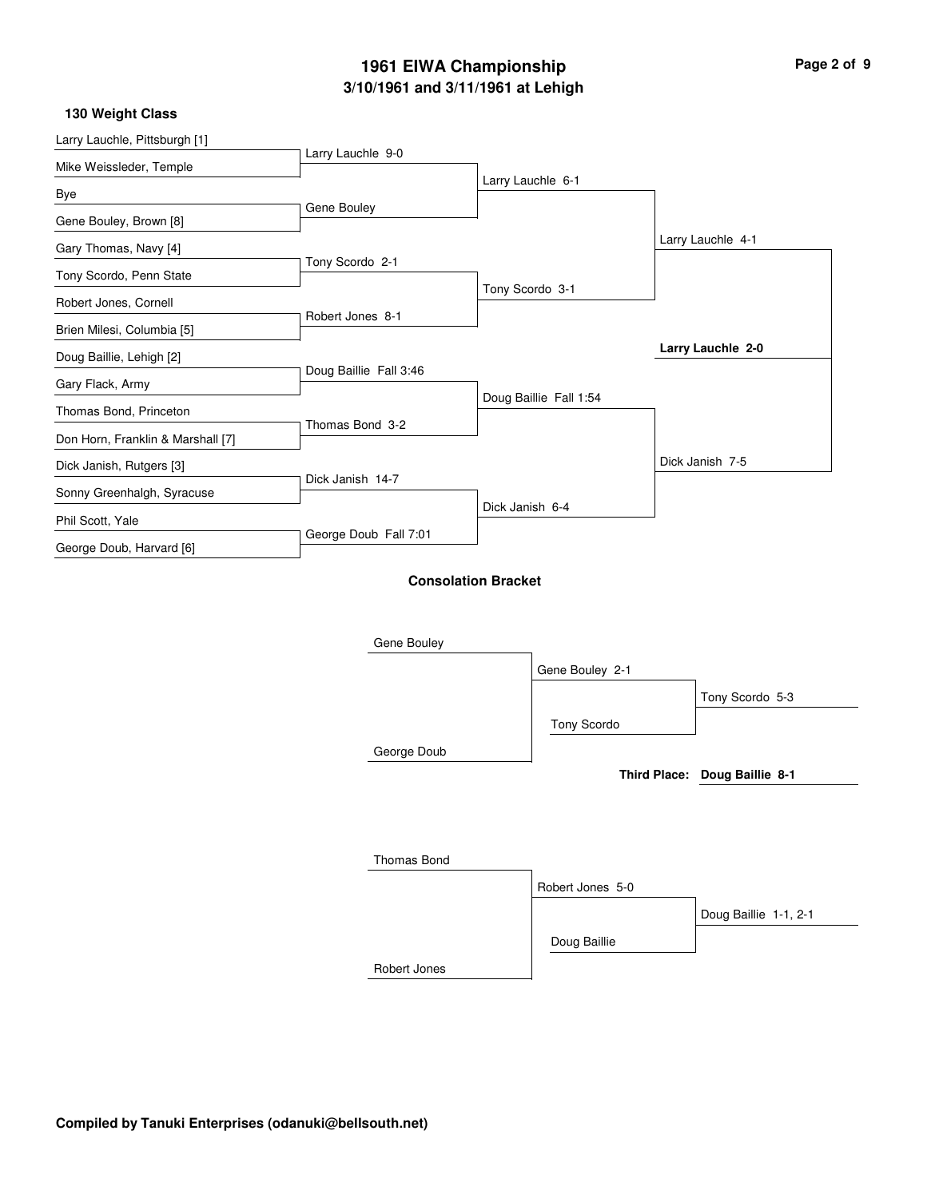# 1961 EIWA Championship

## 3/10/1961 and 3/11/1961 at Lehigh

### 130 Weight Class

| First Round | Quarterfinals | Semifinals | Finals | Champion |
| --- | --- | --- | --- | --- |
| Larry Lauchle, Pittsburgh [1] | Larry Lauchle 9-0 | Larry Lauchle 6-1 | Larry Lauchle 4-1 | **Larry Lauchle 2-0** |
| Mike Weissleder, Temple | | | | |
| Bye | Gene Bouley | | | |
| Gene Bouley, Brown [8] | | | | |
| Gary Thomas, Navy [4] | Tony Scordo 2-1 | Tony Scordo 3-1 | | |
| Tony Scordo, Penn State | | | | |
| Robert Jones, Cornell | Robert Jones 8-1 | | | |
| Brien Milesi, Columbia [5] | | | | |
| Doug Baillie, Lehigh [2] | Doug Baillie Fall 3:46 | Doug Baillie Fall 1:54 | Dick Janish 7-5 | |
| Gary Flack, Army | | | | |
| Thomas Bond, Princeton | Thomas Bond 3-2 | | | |
| Don Horn, Franklin & Marshall [7] | | | | |
| Dick Janish, Rutgers [3] | Dick Janish 14-7 | Dick Janish 6-4 | | |
| Sonny Greenhalgh, Syracuse | | | | |
| Phil Scott, Yale | George Doub Fall 7:01 | | | |
| George Doub, Harvard [6] | | | | |

### Consolation Bracket

| Round 1 | Round 2 | Consolation Final |
| --- | --- | --- |
| Gene Bouley | Gene Bouley 2-1 | Tony Scordo 5-3 |
| George Doub | Tony Scordo | |
| Thomas Bond | Robert Jones 5-0 | Doug Baillie 1-1, 2-1 |
| Robert Jones | Doug Baillie | |

**Third Place: Doug Baillie 8-1**

**Compiled by Tanuki Enterprises (odanuki@bellsouth.net)**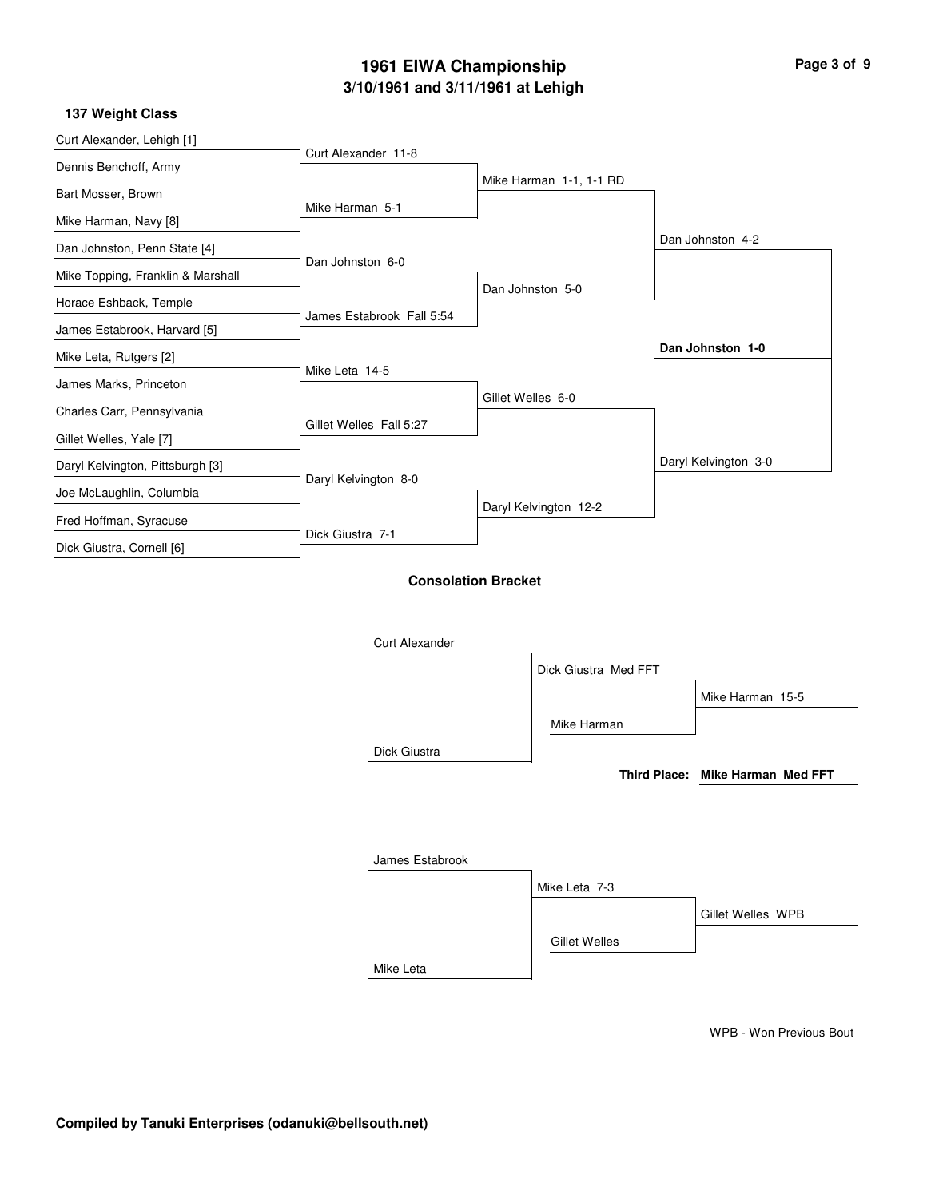# 1961 EIWA Championship

## 3/10/1961 and 3/11/1961 at Lehigh

### 137 Weight Class

| First Round | Quarterfinals | Semifinals | Finals | Champion |
|---|---|---|---|---|
| Curt Alexander, Lehigh [1] | Curt Alexander 11-8 | Mike Harman 1-1, 1-1 RD | Dan Johnston 4-2 | Dan Johnston 1-0 |
| Dennis Benchoff, Army | | | | |
| Bart Mosser, Brown | Mike Harman 5-1 | | | |
| Mike Harman, Navy [8] | | | | |
| Dan Johnston, Penn State [4] | Dan Johnston 6-0 | Dan Johnston 5-0 | | |
| Mike Topping, Franklin & Marshall | | | | |
| Horace Eshback, Temple | James Estabrook Fall 5:54 | | | |
| James Estabrook, Harvard [5] | | | | |
| Mike Leta, Rutgers [2] | Mike Leta 14-5 | Gillet Welles 6-0 | Daryl Kelvington 3-0 | |
| James Marks, Princeton | | | | |
| Charles Carr, Pennsylvania | Gillet Welles Fall 5:27 | | | |
| Gillet Welles, Yale [7] | | | | |
| Daryl Kelvington, Pittsburgh [3] | Daryl Kelvington 8-0 | Daryl Kelvington 12-2 | | |
| Joe McLaughlin, Columbia | | | | |
| Fred Hoffman, Syracuse | Dick Giustra 7-1 | | | |
| Dick Giustra, Cornell [6] | | | | |

### Consolation Bracket

| Round 1 | Round 2 | Final |
|---|---|---|
| Curt Alexander | Dick Giustra Med FFT | Mike Harman 15-5 |
| Dick Giustra | | |
| | Mike Harman | |

**Third Place:** **Mike Harman Med FFT**

| Round 1 | Round 2 | Final |
|---|---|---|
| James Estabrook | Mike Leta 7-3 | Gillet Welles WPB |
| Mike Leta | | |
| | Gillet Welles | |

WPB - Won Previous Bout

**Compiled by Tanuki Enterprises (odanuki@bellsouth.net)**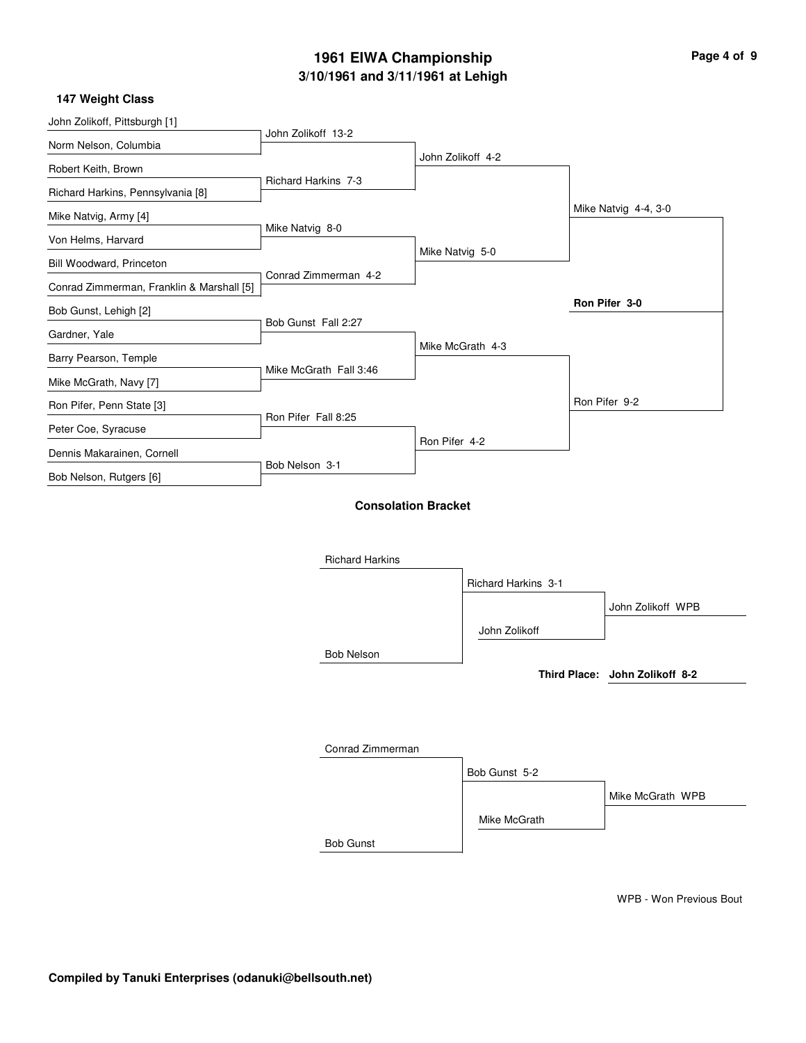# 1961 EIWA Championship

## 3/10/1961 and 3/11/1961 at Lehigh

### 147 Weight Class

| First Round | Quarterfinals | Semifinals | Finals |
|---|---|---|---|
| John Zolikoff, Pittsburgh [1] | John Zolikoff 13-2 | John Zolikoff 4-2 | Mike Natvig 4-4, 3-0 |
| Norm Nelson, Columbia | | | |
| Robert Keith, Brown | Richard Harkins 7-3 | | |
| Richard Harkins, Pennsylvania [8] | | | |
| Mike Natvig, Army [4] | Mike Natvig 8-0 | Mike Natvig 5-0 | |
| Von Helms, Harvard | | | |
| Bill Woodward, Princeton | Conrad Zimmerman 4-2 | | |
| Conrad Zimmerman, Franklin & Marshall [5] | | | |
| Bob Gunst, Lehigh [2] | Bob Gunst Fall 2:27 | Mike McGrath 4-3 | Ron Pifer 9-2 |
| Gardner, Yale | | | |
| Barry Pearson, Temple | Mike McGrath Fall 3:46 | | |
| Mike McGrath, Navy [7] | | | |
| Ron Pifer, Penn State [3] | Ron Pifer Fall 8:25 | Ron Pifer 4-2 | |
| Peter Coe, Syracuse | | | |
| Dennis Makarainen, Cornell | Bob Nelson 3-1 | | |
| Bob Nelson, Rutgers [6] | | | |

**Champion: Ron Pifer 3-0**

### Consolation Bracket

| Round 1 | Round 2 | Result |
|---|---|---|
| Richard Harkins | Richard Harkins 3-1 | John Zolikoff WPB |
| Bob Nelson | John Zolikoff | |

**Third Place: John Zolikoff 8-2**

| Round 1 | Round 2 | Result |
|---|---|---|
| Conrad Zimmerman | Bob Gunst 5-2 | Mike McGrath WPB |
| Bob Gunst | Mike McGrath | |

WPB - Won Previous Bout

**Compiled by Tanuki Enterprises (odanuki@bellsouth.net)**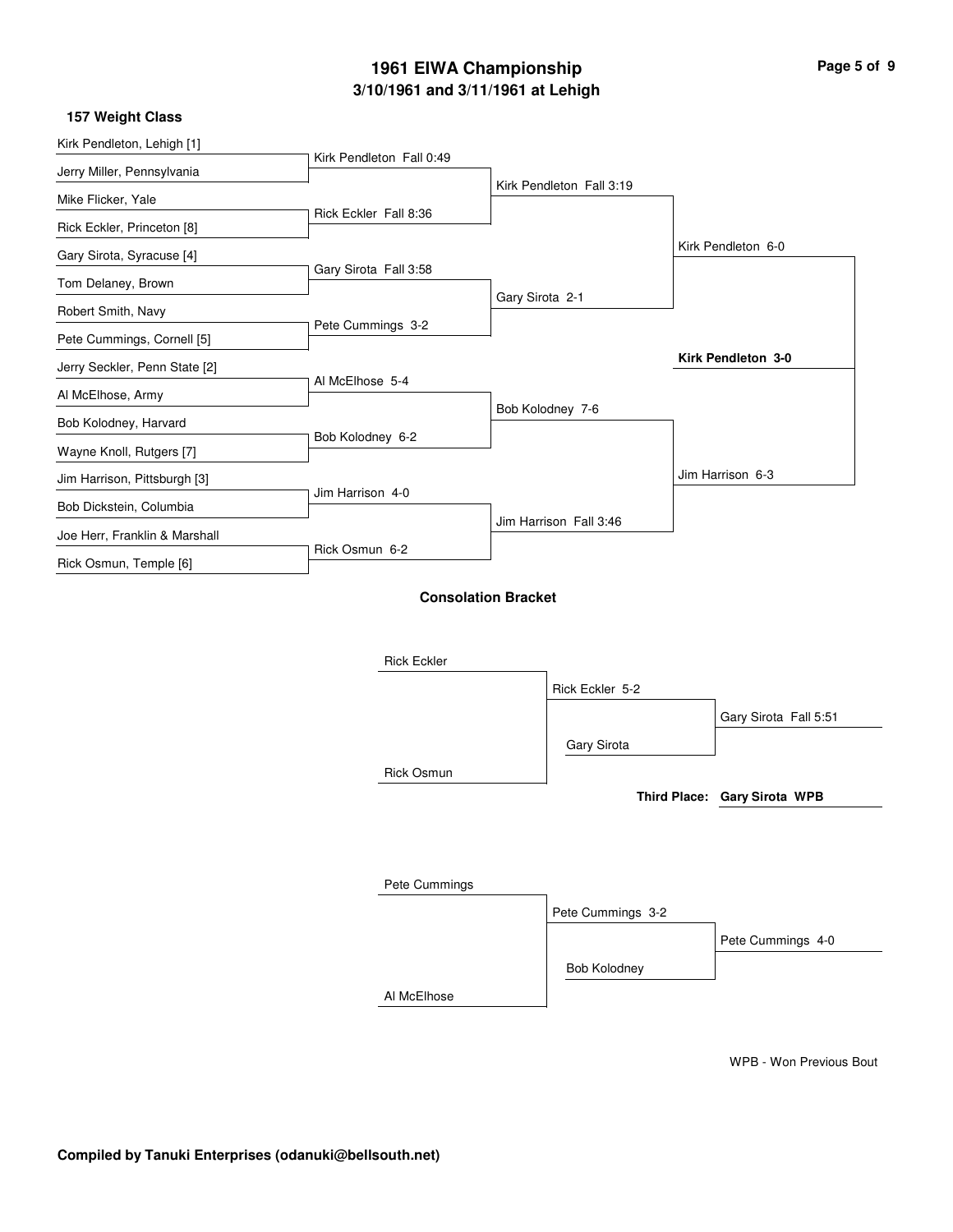# 1961 EIWA Championship

## 3/10/1961 and 3/11/1961 at Lehigh

### 157 Weight Class

**Championship Bracket**

**First Round**

| Wrestler 1 | Wrestler 2 | Result |
| --- | --- | --- |
| Kirk Pendleton, Lehigh [1] | Jerry Miller, Pennsylvania | Kirk Pendleton Fall 0:49 |
| Mike Flicker, Yale | Rick Eckler, Princeton [8] | Rick Eckler Fall 8:36 |
| Gary Sirota, Syracuse [4] | Tom Delaney, Brown | Gary Sirota Fall 3:58 |
| Robert Smith, Navy | Pete Cummings, Cornell [5] | Pete Cummings 3-2 |
| Jerry Seckler, Penn State [2] | Al McElhose, Army | Al McElhose 5-4 |
| Bob Kolodney, Harvard | Wayne Knoll, Rutgers [7] | Bob Kolodney 6-2 |
| Jim Harrison, Pittsburgh [3] | Bob Dickstein, Columbia | Jim Harrison 4-0 |
| Joe Herr, Franklin & Marshall | Rick Osmun, Temple [6] | Rick Osmun 6-2 |

**Quarterfinals**

- Kirk Pendleton Fall 3:19
- Gary Sirota 2-1
- Bob Kolodney 7-6
- Jim Harrison Fall 3:46

**Semifinals**

- Kirk Pendleton 6-0
- Jim Harrison 6-3

**Final**

- **Kirk Pendleton 3-0**

### Consolation Bracket

- Rick Eckler vs. Rick Osmun: Rick Eckler 5-2
- Rick Eckler vs. Gary Sirota: Gary Sirota Fall 5:51
- **Third Place: Gary Sirota WPB**

- Pete Cummings vs. Al McElhose: Pete Cummings 3-2
- Pete Cummings vs. Bob Kolodney: Pete Cummings 4-0

WPB - Won Previous Bout

**Compiled by Tanuki Enterprises (odanuki@bellsouth.net)**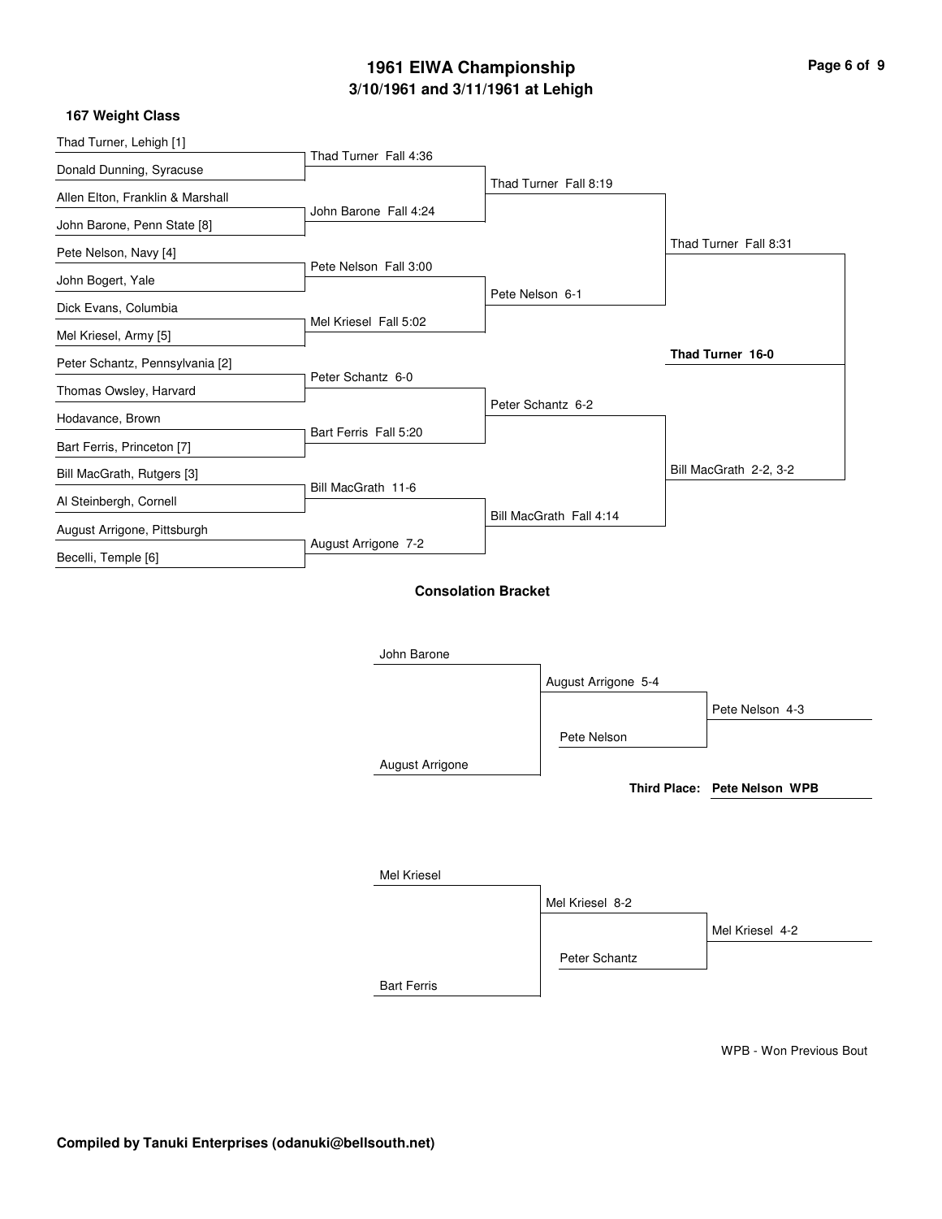# 1961 EIWA Championship

## 3/10/1961 and 3/11/1961 at Lehigh

### 167 Weight Class

**First Round**

- Thad Turner, Lehigh [1] vs. Donald Dunning, Syracuse — Thad Turner Fall 4:36
- Allen Elton, Franklin & Marshall vs. John Barone, Penn State [8] — John Barone Fall 4:24
- Pete Nelson, Navy [4] vs. John Bogert, Yale — Pete Nelson Fall 3:00
- Dick Evans, Columbia vs. Mel Kriesel, Army [5] — Mel Kriesel Fall 5:02
- Peter Schantz, Pennsylvania [2] vs. Thomas Owsley, Harvard — Peter Schantz 6-0
- Hodavance, Brown vs. Bart Ferris, Princeton [7] — Bart Ferris Fall 5:20
- Bill MacGrath, Rutgers [3] vs. Al Steinbergh, Cornell — Bill MacGrath 11-6
- August Arrigone, Pittsburgh vs. Becelli, Temple [6] — August Arrigone 7-2

**Quarterfinals**

- Thad Turner Fall 8:19
- Pete Nelson 6-1
- Peter Schantz 6-2
- Bill MacGrath Fall 4:14

**Semifinals**

- Thad Turner Fall 8:31
- Bill MacGrath 2-2, 3-2

**Final**

**Thad Turner 16-0**

### Consolation Bracket

- John Barone vs. August Arrigone — August Arrigone 5-4
- August Arrigone vs. Pete Nelson — Pete Nelson 4-3

**Third Place: Pete Nelson WPB**

- Mel Kriesel vs. Bart Ferris — Mel Kriesel 8-2
- Mel Kriesel vs. Peter Schantz — Mel Kriesel 4-2

WPB - Won Previous Bout

**Compiled by Tanuki Enterprises (odanuki@bellsouth.net)**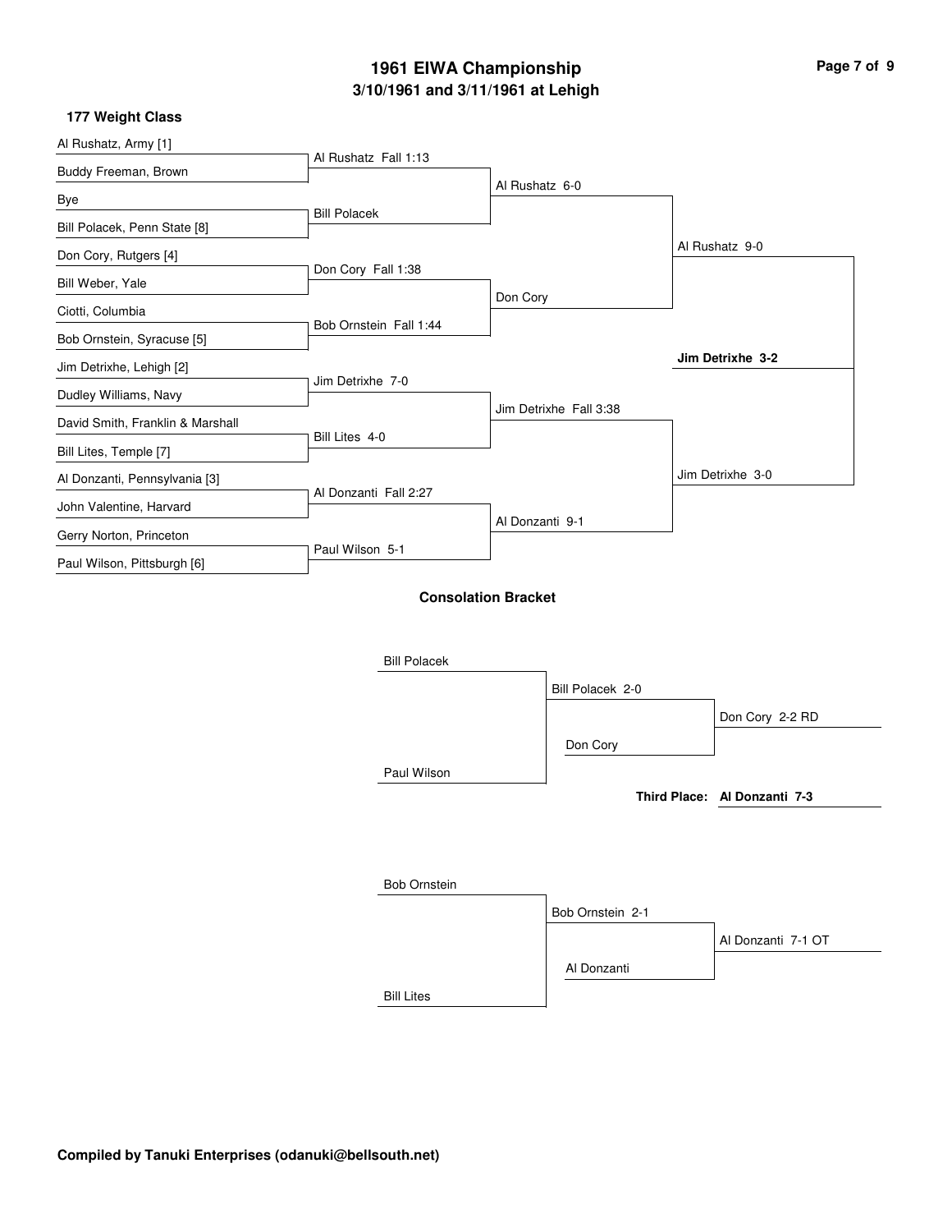# 1961 EIWA Championship

## 3/10/1961 and 3/11/1961 at Lehigh

### 177 Weight Class

**Championship Bracket**

| First Round | Quarterfinals | Semifinals | Finals |
|---|---|---|---|
| Al Rushatz, Army [1] vs. Buddy Freeman, Brown | Al Rushatz Fall 1:13 | Al Rushatz 6-0 | Al Rushatz 9-0 |
| Bye vs. Bill Polacek, Penn State [8] | Bill Polacek | | |
| Don Cory, Rutgers [4] vs. Bill Weber, Yale | Don Cory Fall 1:38 | Don Cory | |
| Ciotti, Columbia vs. Bob Ornstein, Syracuse [5] | Bob Ornstein Fall 1:44 | | |
| Jim Detrixhe, Lehigh [2] vs. Dudley Williams, Navy | Jim Detrixhe 7-0 | Jim Detrixhe Fall 3:38 | Jim Detrixhe 3-0 |
| David Smith, Franklin & Marshall vs. Bill Lites, Temple [7] | Bill Lites 4-0 | | |
| Al Donzanti, Pennsylvania [3] vs. John Valentine, Harvard | Al Donzanti Fall 2:27 | Al Donzanti 9-1 | |
| Gerry Norton, Princeton vs. Paul Wilson, Pittsburgh [6] | Paul Wilson 5-1 | | |

**Champion: Jim Detrixhe 3-2**

### Consolation Bracket

| Round 1 | Round 2 | Consolation Final |
|---|---|---|
| Bill Polacek vs. Paul Wilson | Bill Polacek 2-0 | Don Cory 2-2 RD |
| | Don Cory | |
| Bob Ornstein vs. Bill Lites | Bob Ornstein 2-1 | Al Donzanti 7-1 OT |
| | Al Donzanti | |

**Third Place: Al Donzanti 7-3**

**Compiled by Tanuki Enterprises (odanuki@bellsouth.net)**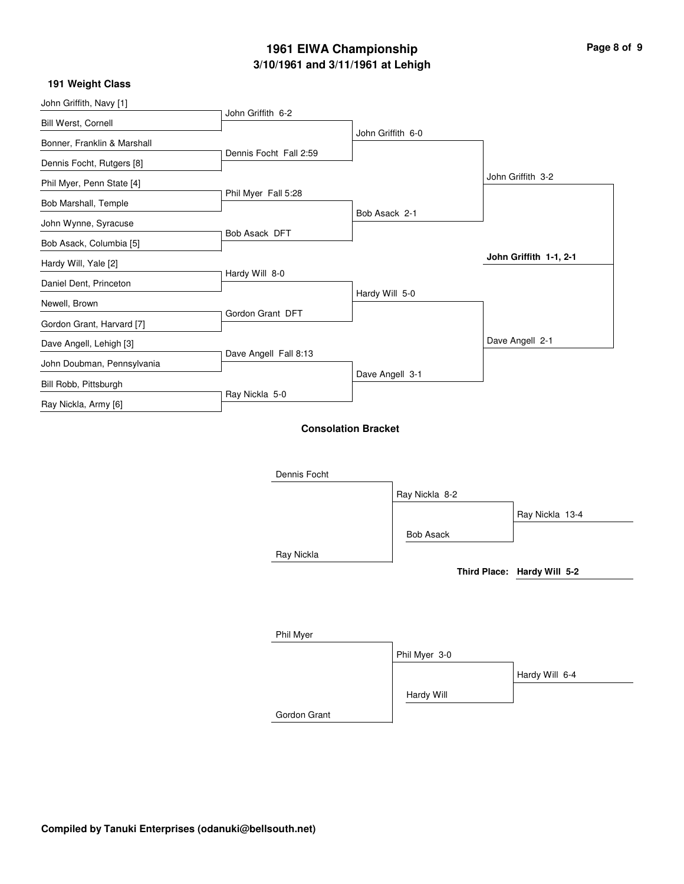# 1961 EIWA Championship

## 3/10/1961 and 3/11/1961 at Lehigh

### 191 Weight Class

**First Round**

- John Griffith, Navy [1] vs. Bill Werst, Cornell — John Griffith 6-2
- Bonner, Franklin & Marshall vs. Dennis Focht, Rutgers [8] — Dennis Focht Fall 2:59
- Phil Myer, Penn State [4] vs. Bob Marshall, Temple — Phil Myer Fall 5:28
- John Wynne, Syracuse vs. Bob Asack, Columbia [5] — Bob Asack DFT
- Hardy Will, Yale [2] vs. Daniel Dent, Princeton — Hardy Will 8-0
- Newell, Brown vs. Gordon Grant, Harvard [7] — Gordon Grant DFT
- Dave Angell, Lehigh [3] vs. John Doubman, Pennsylvania — Dave Angell Fall 8:13
- Bill Robb, Pittsburgh vs. Ray Nickla, Army [6] — Ray Nickla 5-0

**Quarterfinals**

- John Griffith 6-0
- Bob Asack 2-1
- Hardy Will 5-0
- Dave Angell 3-1

**Semifinals**

- John Griffith 3-2
- Dave Angell 2-1

**Final**

- **John Griffith 1-1, 2-1**

### Consolation Bracket

- Dennis Focht vs. Ray Nickla — Ray Nickla 8-2
- Ray Nickla vs. Bob Asack — Ray Nickla 13-4
- Phil Myer vs. Gordon Grant — Phil Myer 3-0
- Phil Myer vs. Hardy Will — Hardy Will 6-4

**Third Place:** **Hardy Will 5-2**

**Compiled by Tanuki Enterprises (odanuki@bellsouth.net)**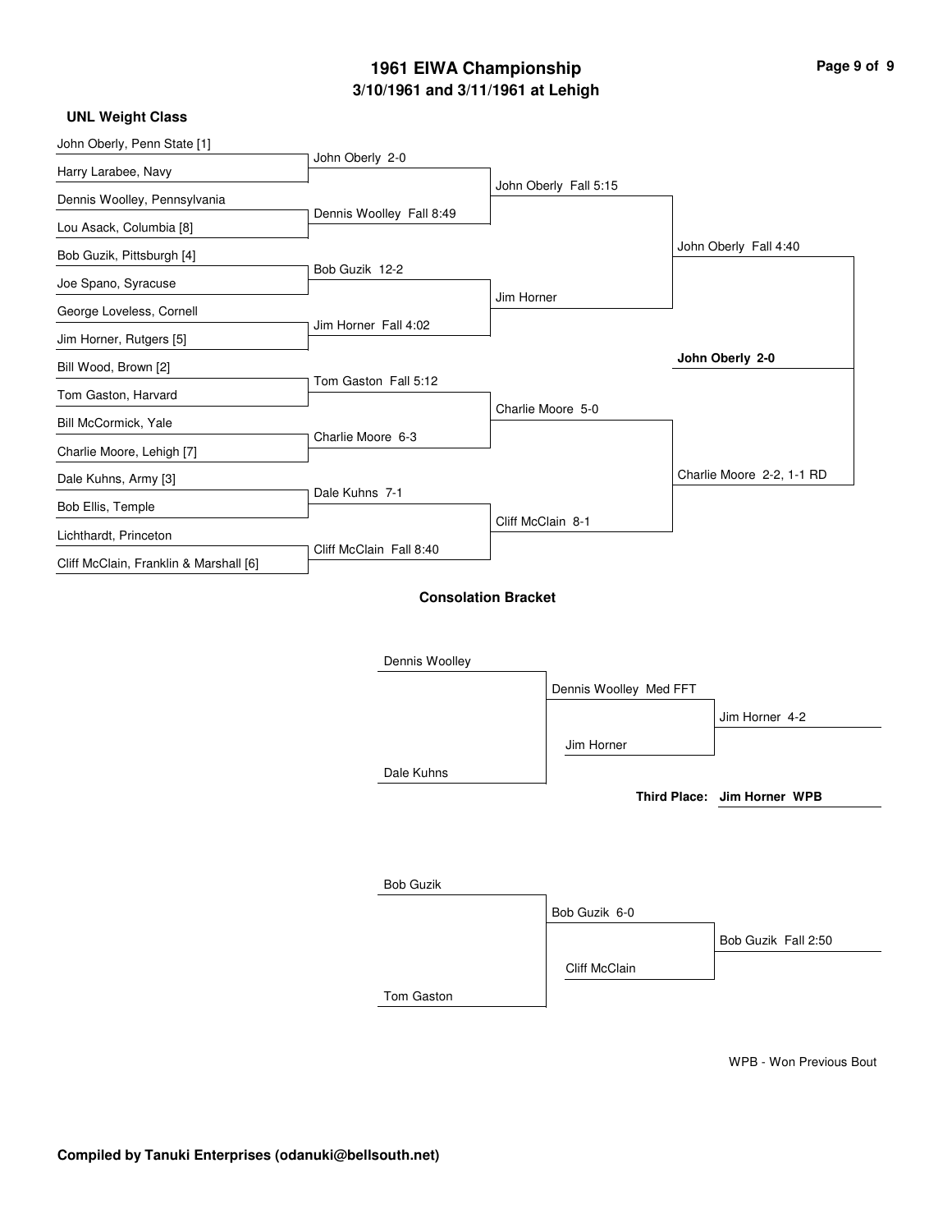# 1961 EIWA Championship

## 3/10/1961 and 3/11/1961 at Lehigh

### UNL Weight Class

John Oberly, Penn State [1]
Harry Larabee, Navy
Dennis Woolley, Pennsylvania
Lou Asack, Columbia [8]
Bob Guzik, Pittsburgh [4]
Joe Spano, Syracuse
George Loveless, Cornell
Jim Horner, Rutgers [5]
Bill Wood, Brown [2]
Tom Gaston, Harvard
Bill McCormick, Yale
Charlie Moore, Lehigh [7]
Dale Kuhns, Army [3]
Bob Ellis, Temple
Lichthardt, Princeton
Cliff McClain, Franklin & Marshall [6]

John Oberly 2-0
Dennis Woolley Fall 8:49
Bob Guzik 12-2
Jim Horner Fall 4:02
Tom Gaston Fall 5:12
Charlie Moore 6-3
Dale Kuhns 7-1
Cliff McClain Fall 8:40

John Oberly Fall 5:15
Jim Horner
Charlie Moore 5-0
Cliff McClain 8-1

John Oberly Fall 4:40
Charlie Moore 2-2, 1-1 RD

**John Oberly 2-0**

### Consolation Bracket

Dennis Woolley
Dale Kuhns

Dennis Woolley Med FFT
Jim Horner

Jim Horner 4-2

**Third Place: Jim Horner WPB**

Bob Guzik
Tom Gaston

Bob Guzik 6-0
Cliff McClain

Bob Guzik Fall 2:50

WPB - Won Previous Bout

**Compiled by Tanuki Enterprises (odanuki@bellsouth.net)**